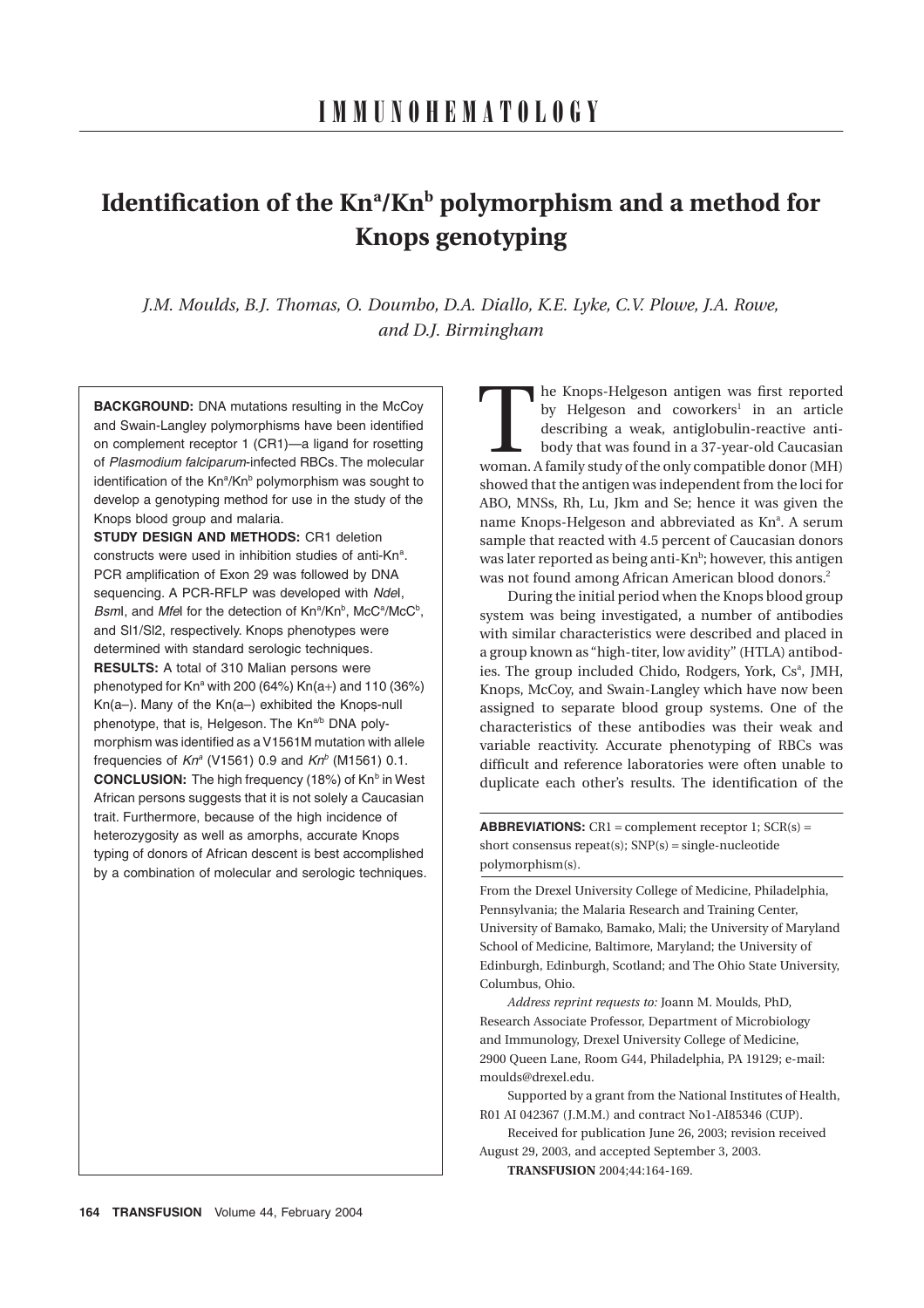# Identification of the Kn$^a$/Kn$^b$ polymorphism and a method for Knops genotyping

*J.M. Moulds, B.J. Thomas, O. Doumbo, D.A. Diallo, K.E. Lyke, C.V. Plowe, J.A. Rowe, and D.J. Birmingham*

**BACKGROUND:** DNA mutations resulting in the McCoy and Swain-Langley polymorphisms have been identified on complement receptor 1 (CR1)—a ligand for rosetting of *Plasmodium falciparum*-infected RBCs. The molecular identification of the Kn$^a$/Kn$^b$ polymorphism was sought to develop a genotyping method for use in the study of the Knops blood group and malaria.

**STUDY DESIGN AND METHODS:** CR1 deletion constructs were used in inhibition studies of anti-Kn$^a$. PCR amplification of Exon 29 was followed by DNA sequencing. A PCR-RFLP was developed with *Nde*I, *Bsm*I, and *Mfe*I for the detection of Kn$^a$/Kn$^b$, McC$^a$/McC$^b$, and Sl1/Sl2, respectively. Knops phenotypes were determined with standard serologic techniques.

**RESULTS:** A total of 310 Malian persons were phenotyped for Kn$^a$ with 200 (64%) Kn(a+) and 110 (36%) Kn(a–). Many of the Kn(a–) exhibited the Knops-null phenotype, that is, Helgeson. The Kn$^{a/b}$ DNA polymorphism was identified as a V1561M mutation with allele frequencies of *Kn$^a$* (V1561) 0.9 and *Kn$^b$* (M1561) 0.1.

**CONCLUSION:** The high frequency (18%) of Kn$^b$ in West African persons suggests that it is not solely a Caucasian trait. Furthermore, because of the high incidence of heterozygosity as well as amorphs, accurate Knops typing of donors of African descent is best accomplished by a combination of molecular and serologic techniques.

The Knops-Helgeson antigen was first reported by Helgeson and coworkers[1] in an article describing a weak, antiglobulin-reactive antibody that was found in a 37-year-old Caucasian woman. A family study of the only compatible donor (MH) showed that the antigen was independent from the loci for ABO, MNSs, Rh, Lu, Jkm and Se; hence it was given the name Knops-Helgeson and abbreviated as Kn$^a$. A serum sample that reacted with 4.5 percent of Caucasian donors was later reported as being anti-Kn$^b$; however, this antigen was not found among African American blood donors.[2]

During the initial period when the Knops blood group system was being investigated, a number of antibodies with similar characteristics were described and placed in a group known as "high-titer, low avidity" (HTLA) antibodies. The group included Chido, Rodgers, York, Cs$^a$, JMH, Knops, McCoy, and Swain-Langley which have now been assigned to separate blood group systems. One of the characteristics of these antibodies was their weak and variable reactivity. Accurate phenotyping of RBCs was difficult and reference laboratories were often unable to duplicate each other's results. The identification of the

**ABBREVIATIONS:** CR1 = complement receptor 1; SCR(s) = short consensus repeat(s); SNP(s) = single-nucleotide polymorphism(s).

From the Drexel University College of Medicine, Philadelphia, Pennsylvania; the Malaria Research and Training Center, University of Bamako, Bamako, Mali; the University of Maryland School of Medicine, Baltimore, Maryland; the University of Edinburgh, Edinburgh, Scotland; and The Ohio State University, Columbus, Ohio.

*Address reprint requests to:* Joann M. Moulds, PhD, Research Associate Professor, Department of Microbiology and Immunology, Drexel University College of Medicine, 2900 Queen Lane, Room G44, Philadelphia, PA 19129; e-mail: moulds@drexel.edu.

Supported by a grant from the National Institutes of Health, R01 AI 042367 (J.M.M.) and contract No1-AI85346 (CUP).

Received for publication June 26, 2003; revision received August 29, 2003, and accepted September 3, 2003.

**TRANSFUSION** 2004;44:164-169.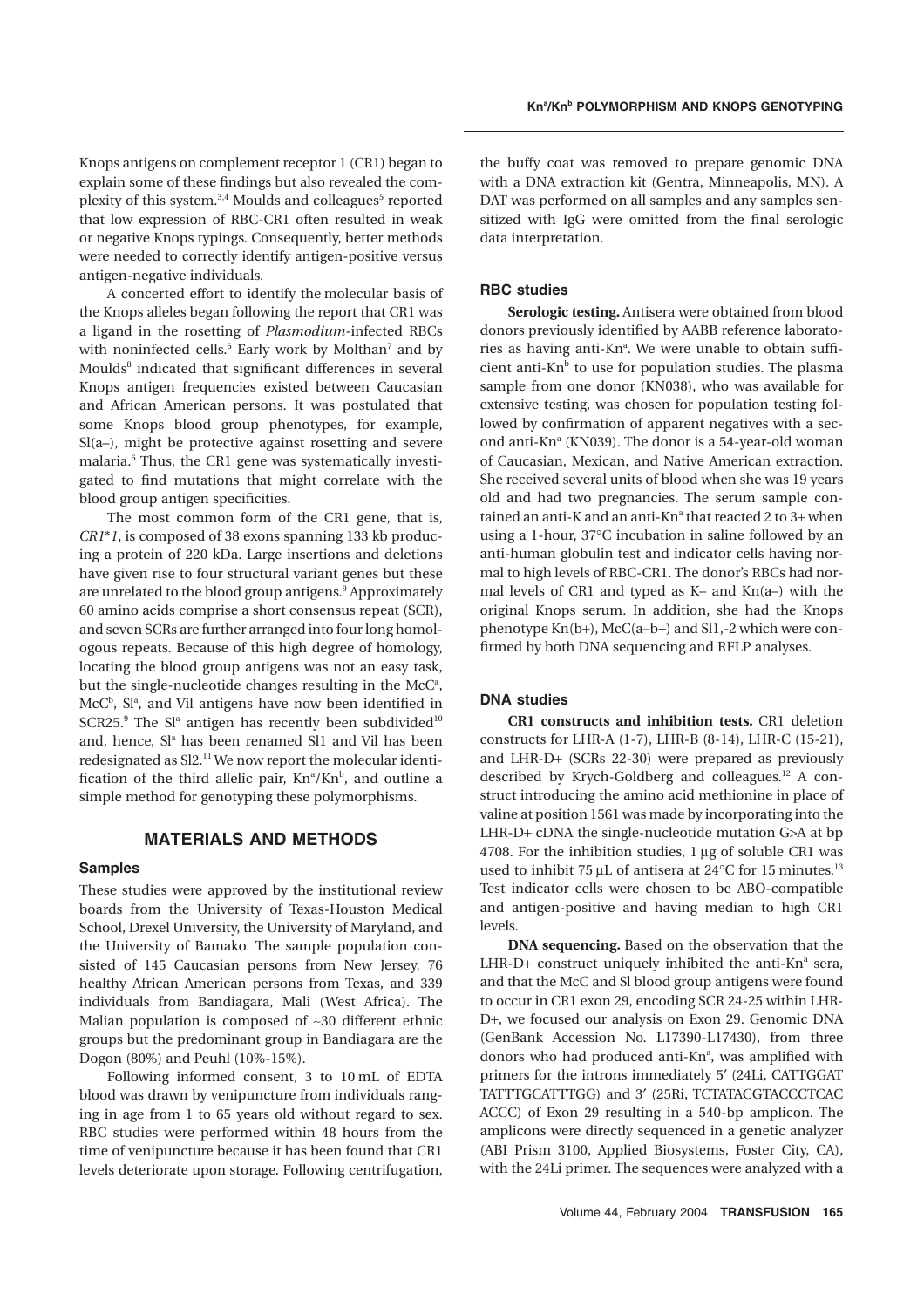Knops antigens on complement receptor 1 (CR1) began to explain some of these findings but also revealed the complexity of this system.[3,4] Moulds and colleagues[5] reported that low expression of RBC-CR1 often resulted in weak or negative Knops typings. Consequently, better methods were needed to correctly identify antigen-positive versus antigen-negative individuals.

A concerted effort to identify the molecular basis of the Knops alleles began following the report that CR1 was a ligand in the rosetting of *Plasmodium*-infected RBCs with noninfected cells.[6] Early work by Molthan[7] and by Moulds[8] indicated that significant differences in several Knops antigen frequencies existed between Caucasian and African American persons. It was postulated that some Knops blood group phenotypes, for example, Sl(a–), might be protective against rosetting and severe malaria.[6] Thus, the CR1 gene was systematically investigated to find mutations that might correlate with the blood group antigen specificities.

The most common form of the CR1 gene, that is, *CR1\*1*, is composed of 38 exons spanning 133 kb producing a protein of 220 kDa. Large insertions and deletions have given rise to four structural variant genes but these are unrelated to the blood group antigens.[9] Approximately 60 amino acids comprise a short consensus repeat (SCR), and seven SCRs are further arranged into four long homologous repeats. Because of this high degree of homology, locating the blood group antigens was not an easy task, but the single-nucleotide changes resulting in the McC$^a$, McC$^b$, Sl$^a$, and Vil antigens have now been identified in SCR25.[9] The Sl$^a$ antigen has recently been subdivided[10] and, hence, Sl$^a$ has been renamed Sl1 and Vil has been redesignated as Sl2.[11] We now report the molecular identification of the third allelic pair, Kn$^a$/Kn$^b$, and outline a simple method for genotyping these polymorphisms.

## MATERIALS AND METHODS

### Samples

These studies were approved by the institutional review boards from the University of Texas-Houston Medical School, Drexel University, the University of Maryland, and the University of Bamako. The sample population consisted of 145 Caucasian persons from New Jersey, 76 healthy African American persons from Texas, and 339 individuals from Bandiagara, Mali (West Africa). The Malian population is composed of ~30 different ethnic groups but the predominant group in Bandiagara are the Dogon (80%) and Peuhl (10%-15%).

Following informed consent, 3 to 10 mL of EDTA blood was drawn by venipuncture from individuals ranging in age from 1 to 65 years old without regard to sex. RBC studies were performed within 48 hours from the time of venipuncture because it has been found that CR1 levels deteriorate upon storage. Following centrifugation, the buffy coat was removed to prepare genomic DNA with a DNA extraction kit (Gentra, Minneapolis, MN). A DAT was performed on all samples and any samples sensitized with IgG were omitted from the final serologic data interpretation.

### RBC studies

**Serologic testing.** Antisera were obtained from blood donors previously identified by AABB reference laboratories as having anti-Kn$^a$. We were unable to obtain sufficient anti-Kn$^b$ to use for population studies. The plasma sample from one donor (KN038), who was available for extensive testing, was chosen for population testing followed by confirmation of apparent negatives with a second anti-Kn$^a$ (KN039). The donor is a 54-year-old woman of Caucasian, Mexican, and Native American extraction. She received several units of blood when she was 19 years old and had two pregnancies. The serum sample contained an anti-K and an anti-Kn$^a$ that reacted 2 to 3+ when using a 1-hour, 37°C incubation in saline followed by an anti-human globulin test and indicator cells having normal to high levels of RBC-CR1. The donor's RBCs had normal levels of CR1 and typed as K– and Kn(a–) with the original Knops serum. In addition, she had the Knops phenotype Kn(b+), McC(a–b+) and Sl1,-2 which were confirmed by both DNA sequencing and RFLP analyses.

### DNA studies

**CR1 constructs and inhibition tests.** CR1 deletion constructs for LHR-A (1-7), LHR-B (8-14), LHR-C (15-21), and LHR-D+ (SCRs 22-30) were prepared as previously described by Krych-Goldberg and colleagues.[12] A construct introducing the amino acid methionine in place of valine at position 1561 was made by incorporating into the LHR-D+ cDNA the single-nucleotide mutation G>A at bp 4708. For the inhibition studies, 1 µg of soluble CR1 was used to inhibit 75 µL of antisera at 24°C for 15 minutes.[13] Test indicator cells were chosen to be ABO-compatible and antigen-positive and having median to high CR1 levels.

**DNA sequencing.** Based on the observation that the LHR-D+ construct uniquely inhibited the anti-Kn$^a$ sera, and that the McC and Sl blood group antigens were found to occur in CR1 exon 29, encoding SCR 24-25 within LHR-D+, we focused our analysis on Exon 29. Genomic DNA (GenBank Accession No. L17390-L17430), from three donors who had produced anti-Kn$^a$, was amplified with primers for the introns immediately 5′ (24Li, CATTGGAT TATTTGCATTTGG) and 3′ (25Ri, TCTATACGTACCCTCAC ACCC) of Exon 29 resulting in a 540-bp amplicon. The amplicons were directly sequenced in a genetic analyzer (ABI Prism 3100, Applied Biosystems, Foster City, CA), with the 24Li primer. The sequences were analyzed with a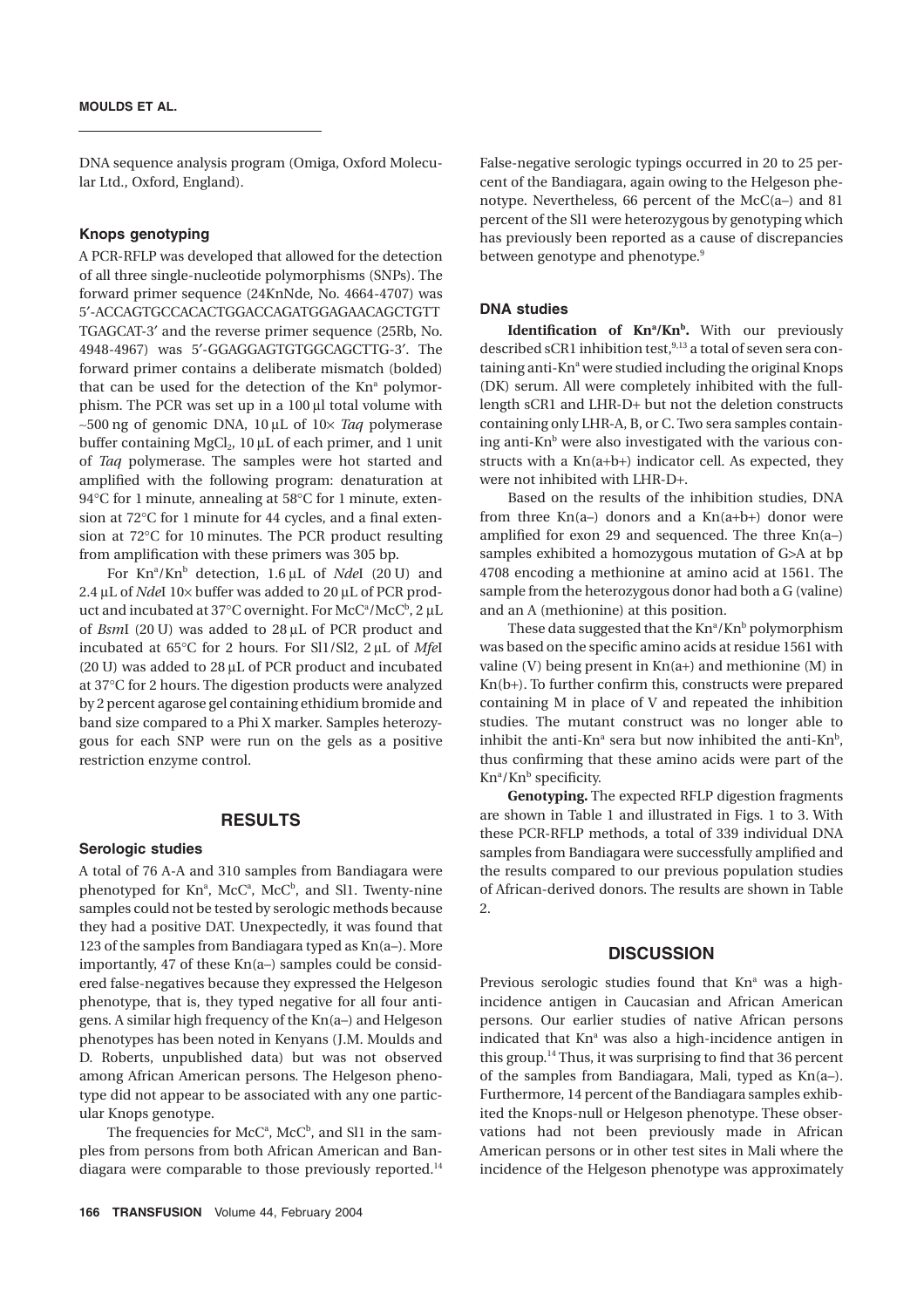DNA sequence analysis program (Omiga, Oxford Molecular Ltd., Oxford, England).

### Knops genotyping

A PCR-RFLP was developed that allowed for the detection of all three single-nucleotide polymorphisms (SNPs). The forward primer sequence (24KnNde, No. 4664-4707) was 5′-ACCAGTGCCACACTGGACCAGATGGAGAACAGCTGTT TGAGCAT-3′ and the reverse primer sequence (25Rb, No. 4948-4967) was 5′-GGAGGAGTGTGGCAGCTTG-3′. The forward primer contains a deliberate mismatch (bolded) that can be used for the detection of the Kn[a] polymorphism. The PCR was set up in a 100 μl total volume with ~500 ng of genomic DNA, 10 μL of 10× *Taq* polymerase buffer containing $MgCl_2$, 10 μL of each primer, and 1 unit of *Taq* polymerase. The samples were hot started and amplified with the following program: denaturation at 94°C for 1 minute, annealing at 58°C for 1 minute, extension at 72°C for 1 minute for 44 cycles, and a final extension at 72°C for 10 minutes. The PCR product resulting from amplification with these primers was 305 bp.

For Kn[a]/Kn[b] detection, 1.6 μL of *Nde*I (20 U) and 2.4 μL of *Nde*I 10× buffer was added to 20 μL of PCR product and incubated at 37°C overnight. For McC[a]/McC[b], 2 μL of *Bsm*I (20 U) was added to 28 μL of PCR product and incubated at 65°C for 2 hours. For Sl1/Sl2, 2 μL of *Mfe*I (20 U) was added to 28 μL of PCR product and incubated at 37°C for 2 hours. The digestion products were analyzed by 2 percent agarose gel containing ethidium bromide and band size compared to a Phi X marker. Samples heterozygous for each SNP were run on the gels as a positive restriction enzyme control.

## RESULTS

### Serologic studies

A total of 76 A-A and 310 samples from Bandiagara were phenotyped for Kn[a], McC[a], McC[b], and Sl1. Twenty-nine samples could not be tested by serologic methods because they had a positive DAT. Unexpectedly, it was found that 123 of the samples from Bandiagara typed as Kn(a–). More importantly, 47 of these Kn(a–) samples could be considered false-negatives because they expressed the Helgeson phenotype, that is, they typed negative for all four antigens. A similar high frequency of the Kn(a–) and Helgeson phenotypes has been noted in Kenyans (J.M. Moulds and D. Roberts, unpublished data) but was not observed among African American persons. The Helgeson phenotype did not appear to be associated with any one particular Knops genotype.

The frequencies for McC[a], McC[b], and Sl1 in the samples from persons from both African American and Bandiagara were comparable to those previously reported.[14] False-negative serologic typings occurred in 20 to 25 percent of the Bandiagara, again owing to the Helgeson phenotype. Nevertheless, 66 percent of the McC(a–) and 81 percent of the Sl1 were heterozygous by genotyping which has previously been reported as a cause of discrepancies between genotype and phenotype.[9]

### DNA studies

**Identification of Kn[a]/Kn[b].** With our previously described sCR1 inhibition test,[9,13] a total of seven sera containing anti-Kn[a] were studied including the original Knops (DK) serum. All were completely inhibited with the full-length sCR1 and LHR-D+ but not the deletion constructs containing only LHR-A, B, or C. Two sera samples containing anti-Kn[b] were also investigated with the various constructs with a Kn(a+b+) indicator cell. As expected, they were not inhibited with LHR-D+.

Based on the results of the inhibition studies, DNA from three Kn(a–) donors and a Kn(a+b+) donor were amplified for exon 29 and sequenced. The three Kn(a–) samples exhibited a homozygous mutation of G>A at bp 4708 encoding a methionine at amino acid at 1561. The sample from the heterozygous donor had both a G (valine) and an A (methionine) at this position.

These data suggested that the Kn[a]/Kn[b] polymorphism was based on the specific amino acids at residue 1561 with valine (V) being present in Kn(a+) and methionine (M) in Kn(b+). To further confirm this, constructs were prepared containing M in place of V and repeated the inhibition studies. The mutant construct was no longer able to inhibit the anti-Kn[a] sera but now inhibited the anti-Kn[b], thus confirming that these amino acids were part of the Kn[a]/Kn[b] specificity.

**Genotyping.** The expected RFLP digestion fragments are shown in Table 1 and illustrated in Figs. 1 to 3. With these PCR-RFLP methods, a total of 339 individual DNA samples from Bandiagara were successfully amplified and the results compared to our previous population studies of African-derived donors. The results are shown in Table 2.

## DISCUSSION

Previous serologic studies found that Kn[a] was a high-incidence antigen in Caucasian and African American persons. Our earlier studies of native African persons indicated that Kn[a] was also a high-incidence antigen in this group.[14] Thus, it was surprising to find that 36 percent of the samples from Bandiagara, Mali, typed as Kn(a–). Furthermore, 14 percent of the Bandiagara samples exhibited the Knops-null or Helgeson phenotype. These observations had not been previously made in African American persons or in other test sites in Mali where the incidence of the Helgeson phenotype was approximately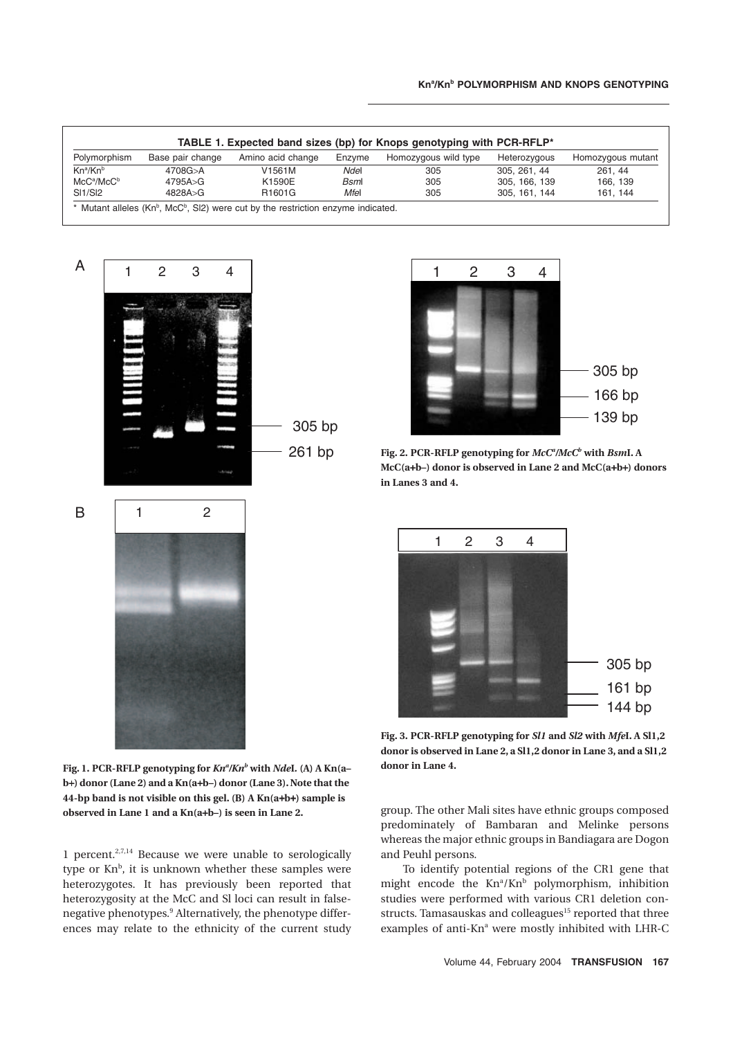**TABLE 1. Expected band sizes (bp) for Knops genotyping with PCR-RFLP***

| Polymorphism | Base pair change | Amino acid change | Enzyme | Homozygous wild type | Heterozygous | Homozygous mutant |
|---|---|---|---|---|---|---|
| Kn[a]/Kn[b] | 4708G>A | V1561M | *Nde*I | 305 | 305, 261, 44 | 261, 44 |
| McC[a]/McC[b] | 4795A>G | K1590E | *Bsm*I | 305 | 305, 166, 139 | 166, 139 |
| Sl1/Sl2 | 4828A>G | R1601G | *Mfe*I | 305 | 305, 161, 144 | 161, 144 |

\* Mutant alleles (Kn[b], McC[b], Sl2) were cut by the restriction enzyme indicated.

**Fig. 1. PCR-RFLP genotyping for *Kn[a]/Kn[b]* with *Nde*I. (A) A Kn(a–b+) donor (Lane 2) and a Kn(a+b–) donor (Lane 3). Note that the 44-bp band is not visible on this gel. (B) A Kn(a+b+) sample is observed in Lane 1 and a Kn(a+b–) is seen in Lane 2.**

**Fig. 2. PCR-RFLP genotyping for *McC[a]/McC[b]* with *Bsm*I. A McC(a+b–) donor is observed in Lane 2 and McC(a+b+) donors in Lanes 3 and 4.**

**Fig. 3. PCR-RFLP genotyping for *Sl1* and *Sl2* with *Mfe*I. A Sl1,2 donor is observed in Lane 2, a Sl1,2 donor in Lane 3, and a Sl1,2 donor in Lane 4.**

1 percent.[2,7,14] Because we were unable to serologically type or Kn[b], it is unknown whether these samples were heterozygotes. It has previously been reported that heterozygosity at the McC and Sl loci can result in false-negative phenotypes.[9] Alternatively, the phenotype differences may relate to the ethnicity of the current study group. The other Mali sites have ethnic groups composed predominately of Bambaran and Melinke persons whereas the major ethnic groups in Bandiagara are Dogon and Peuhl persons.

To identify potential regions of the CR1 gene that might encode the Kn[a]/Kn[b] polymorphism, inhibition studies were performed with various CR1 deletion constructs. Tamasauskas and colleagues[15] reported that three examples of anti-Kn[a] were mostly inhibited with LHR-C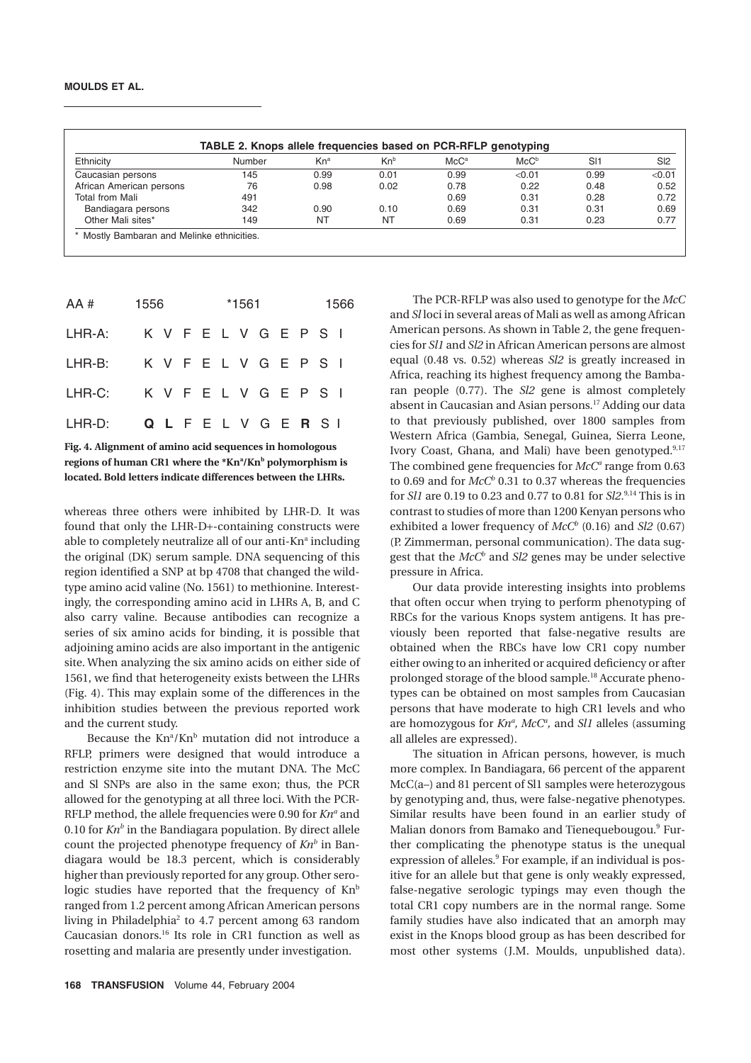**TABLE 2. Knops allele frequencies based on PCR-RFLP genotyping**

| Ethnicity | Number | Kn[a] | Kn[b] | McC[a] | McC[b] | Sl1 | Sl2 |
|---|---|---|---|---|---|---|---|
| Caucasian persons | 145 | 0.99 | 0.01 | 0.99 | <0.01 | 0.99 | <0.01 |
| African American persons | 76 | 0.98 | 0.02 | 0.78 | 0.22 | 0.48 | 0.52 |
| Total from Mali | 491 | | | 0.69 | 0.31 | 0.28 | 0.72 |
| Bandiagara persons | 342 | 0.90 | 0.10 | 0.69 | 0.31 | 0.31 | 0.69 |
| Other Mali sites* | 149 | NT | NT | 0.69 | 0.31 | 0.23 | 0.77 |

* Mostly Bambaran and Melinke ethnicities.

```
AA #     1556           *1561           1566
LHR-A:   K V F E L V G E P S I
LHR-B:   K V F E L V G E P S I
LHR-C:   K V F E L V G E P S I
LHR-D:   Q L F E L V G E R S I
```

**Fig. 4. Alignment of amino acid sequences in homologous regions of human CR1 where the *Kn[a]/Kn[b] polymorphism is located. Bold letters indicate differences between the LHRs.**

whereas three others were inhibited by LHR-D. It was found that only the LHR-D+-containing constructs were able to completely neutralize all of our anti-Kn[a] including the original (DK) serum sample. DNA sequencing of this region identified a SNP at bp 4708 that changed the wild-type amino acid valine (No. 1561) to methionine. Interestingly, the corresponding amino acid in LHRs A, B, and C also carry valine. Because antibodies can recognize a series of six amino acids for binding, it is possible that adjoining amino acids are also important in the antigenic site. When analyzing the six amino acids on either side of 1561, we find that heterogeneity exists between the LHRs (Fig. 4). This may explain some of the differences in the inhibition studies between the previous reported work and the current study.

Because the Kn[a]/Kn[b] mutation did not introduce a RFLP, primers were designed that would introduce a restriction enzyme site into the mutant DNA. The McC and Sl SNPs are also in the same exon; thus, the PCR allowed for the genotyping at all three loci. With the PCR-RFLP method, the allele frequencies were 0.90 for *Kn[a]* and 0.10 for *Kn[b]* in the Bandiagara population. By direct allele count the projected phenotype frequency of *Kn[b]* in Bandiagara would be 18.3 percent, which is considerably higher than previously reported for any group. Other serologic studies have reported that the frequency of Kn[b] ranged from 1.2 percent among African American persons living in Philadelphia[2] to 4.7 percent among 63 random Caucasian donors.[16] Its role in CR1 function as well as rosetting and malaria are presently under investigation.

The PCR-RFLP was also used to genotype for the *McC* and *Sl* loci in several areas of Mali as well as among African American persons. As shown in Table 2, the gene frequencies for *Sl1* and *Sl2* in African American persons are almost equal (0.48 vs. 0.52) whereas *Sl2* is greatly increased in Africa, reaching its highest frequency among the Bambaran people (0.77). The *Sl2* gene is almost completely absent in Caucasian and Asian persons.[17] Adding our data to that previously published, over 1800 samples from Western Africa (Gambia, Senegal, Guinea, Sierra Leone, Ivory Coast, Ghana, and Mali) have been genotyped.[9,17] The combined gene frequencies for *McC[a]* range from 0.63 to 0.69 and for *McC[b]* 0.31 to 0.37 whereas the frequencies for *Sl1* are 0.19 to 0.23 and 0.77 to 0.81 for *Sl2*.[9,14] This is in contrast to studies of more than 1200 Kenyan persons who exhibited a lower frequency of *McC[b]* (0.16) and *Sl2* (0.67) (P. Zimmerman, personal communication). The data suggest that the *McC[b]* and *Sl2* genes may be under selective pressure in Africa.

Our data provide interesting insights into problems that often occur when trying to perform phenotyping of RBCs for the various Knops system antigens. It has previously been reported that false-negative results are obtained when the RBCs have low CR1 copy number either owing to an inherited or acquired deficiency or after prolonged storage of the blood sample.[18] Accurate phenotypes can be obtained on most samples from Caucasian persons that have moderate to high CR1 levels and who are homozygous for *Kn[a]*, *McC[a]*, and *Sl1* alleles (assuming all alleles are expressed).

The situation in African persons, however, is much more complex. In Bandiagara, 66 percent of the apparent McC(a–) and 81 percent of Sl1 samples were heterozygous by genotyping and, thus, were false-negative phenotypes. Similar results have been found in an earlier study of Malian donors from Bamako and Tienequebougou.[9] Further complicating the phenotype status is the unequal expression of alleles.[9] For example, if an individual is positive for an allele but that gene is only weakly expressed, false-negative serologic typings may even though the total CR1 copy numbers are in the normal range. Some family studies have also indicated that an amorph may exist in the Knops blood group as has been described for most other systems (J.M. Moulds, unpublished data).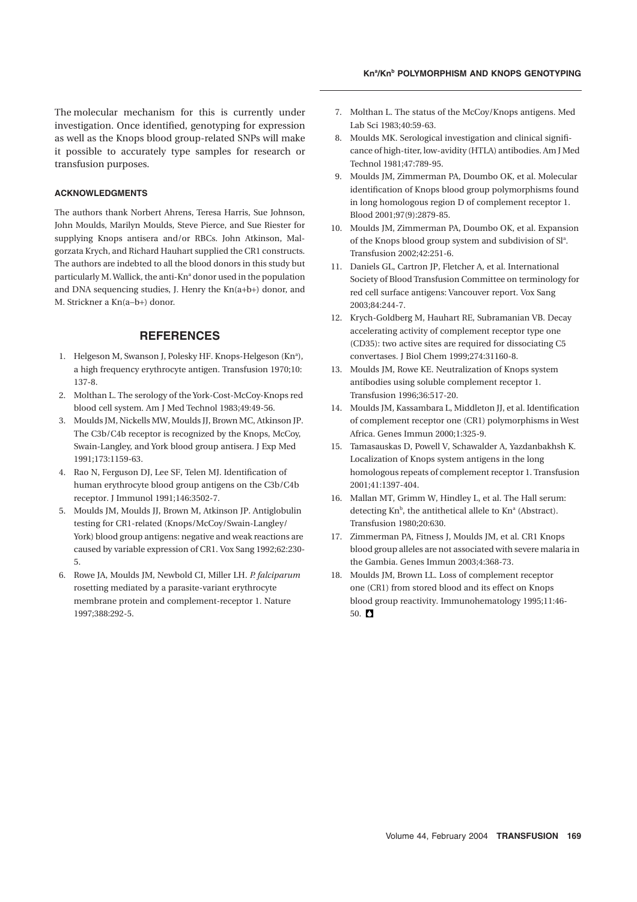The molecular mechanism for this is currently under investigation. Once identified, genotyping for expression as well as the Knops blood group-related SNPs will make it possible to accurately type samples for research or transfusion purposes.

### ACKNOWLEDGMENTS

The authors thank Norbert Ahrens, Teresa Harris, Sue Johnson, John Moulds, Marilyn Moulds, Steve Pierce, and Sue Riester for supplying Knops antisera and/or RBCs. John Atkinson, Malgorzata Krych, and Richard Hauhart supplied the CR1 constructs. The authors are indebted to all the blood donors in this study but particularly M. Wallick, the anti-$Kn^a$ donor used in the population and DNA sequencing studies, J. Henry the Kn(a+b+) donor, and M. Strickner a Kn(a–b+) donor.

## REFERENCES

1. Helgeson M, Swanson J, Polesky HF. Knops-Helgeson ($Kn^a$), a high frequency erythrocyte antigen. Transfusion 1970;10: 137-8.
2. Molthan L. The serology of the York-Cost-McCoy-Knops red blood cell system. Am J Med Technol 1983;49:49-56.
3. Moulds JM, Nickells MW, Moulds JJ, Brown MC, Atkinson JP. The C3b/C4b receptor is recognized by the Knops, McCoy, Swain-Langley, and York blood group antisera. J Exp Med 1991;173:1159-63.
4. Rao N, Ferguson DJ, Lee SF, Telen MJ. Identification of human erythrocyte blood group antigens on the C3b/C4b receptor. J Immunol 1991;146:3502-7.
5. Moulds JM, Moulds JJ, Brown M, Atkinson JP. Antiglobulin testing for CR1-related (Knops/McCoy/Swain-Langley/York) blood group antigens: negative and weak reactions are caused by variable expression of CR1. Vox Sang 1992;62:230-5.
6. Rowe JA, Moulds JM, Newbold CI, Miller LH. *P. falciparum* rosetting mediated by a parasite-variant erythrocyte membrane protein and complement-receptor 1. Nature 1997;388:292-5.
7. Molthan L. The status of the McCoy/Knops antigens. Med Lab Sci 1983;40:59-63.
8. Moulds MK. Serological investigation and clinical significance of high-titer, low-avidity (HTLA) antibodies. Am J Med Technol 1981;47:789-95.
9. Moulds JM, Zimmerman PA, Doumbo OK, et al. Molecular identification of Knops blood group polymorphisms found in long homologous region D of complement receptor 1. Blood 2001;97(9):2879-85.
10. Moulds JM, Zimmerman PA, Doumbo OK, et al. Expansion of the Knops blood group system and subdivision of $Sl^a$. Transfusion 2002;42:251-6.
11. Daniels GL, Cartron JP, Fletcher A, et al. International Society of Blood Transfusion Committee on terminology for red cell surface antigens: Vancouver report. Vox Sang 2003;84:244-7.
12. Krych-Goldberg M, Hauhart RE, Subramanian VB. Decay accelerating activity of complement receptor type one (CD35): two active sites are required for dissociating C5 convertases. J Biol Chem 1999;274:31160-8.
13. Moulds JM, Rowe KE. Neutralization of Knops system antibodies using soluble complement receptor 1. Transfusion 1996;36:517-20.
14. Moulds JM, Kassambara L, Middleton JJ, et al. Identification of complement receptor one (CR1) polymorphisms in West Africa. Genes Immun 2000;1:325-9.
15. Tamasauskas D, Powell V, Schawalder A, Yazdanbakhsh K. Localization of Knops system antigens in the long homologous repeats of complement receptor 1. Transfusion 2001;41:1397-404.
16. Mallan MT, Grimm W, Hindley L, et al. The Hall serum: detecting $Kn^b$, the antithetical allele to $Kn^a$ (Abstract). Transfusion 1980;20:630.
17. Zimmerman PA, Fitness J, Moulds JM, et al. CR1 Knops blood group alleles are not associated with severe malaria in the Gambia. Genes Immun 2003;4:368-73.
18. Moulds JM, Brown LL. Loss of complement receptor one (CR1) from stored blood and its effect on Knops blood group reactivity. Immunohematology 1995;11:46-50.